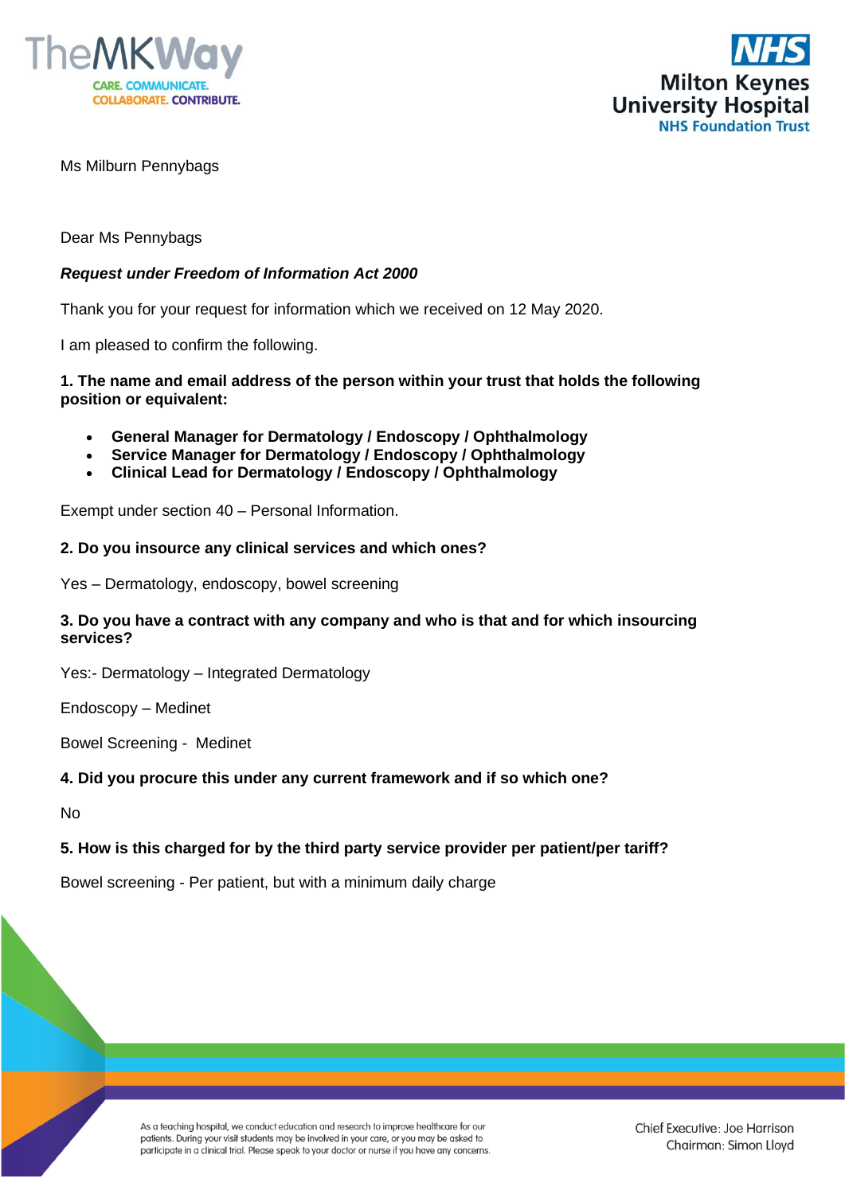Ms Milburn Pennybags

Dear Ms Pennybags

***Request under Freedom of Information Act 2000***

Thank you for your request for information which we received on 12 May 2020.

I am pleased to confirm the following.

**1. The name and email address of the person within your trust that holds the following position or equivalent:**

- **General Manager for Dermatology / Endoscopy / Ophthalmology**
- **Service Manager for Dermatology / Endoscopy / Ophthalmology**
- **Clinical Lead for Dermatology / Endoscopy / Ophthalmology**

Exempt under section 40 – Personal Information.

**2. Do you insource any clinical services and which ones?**

Yes – Dermatology, endoscopy, bowel screening

**3. Do you have a contract with any company and who is that and for which insourcing services?**

Yes:- Dermatology – Integrated Dermatology

Endoscopy – Medinet

Bowel Screening - Medinet

**4. Did you procure this under any current framework and if so which one?**

No

**5. How is this charged for by the third party service provider per patient/per tariff?**

Bowel screening - Per patient, but with a minimum daily charge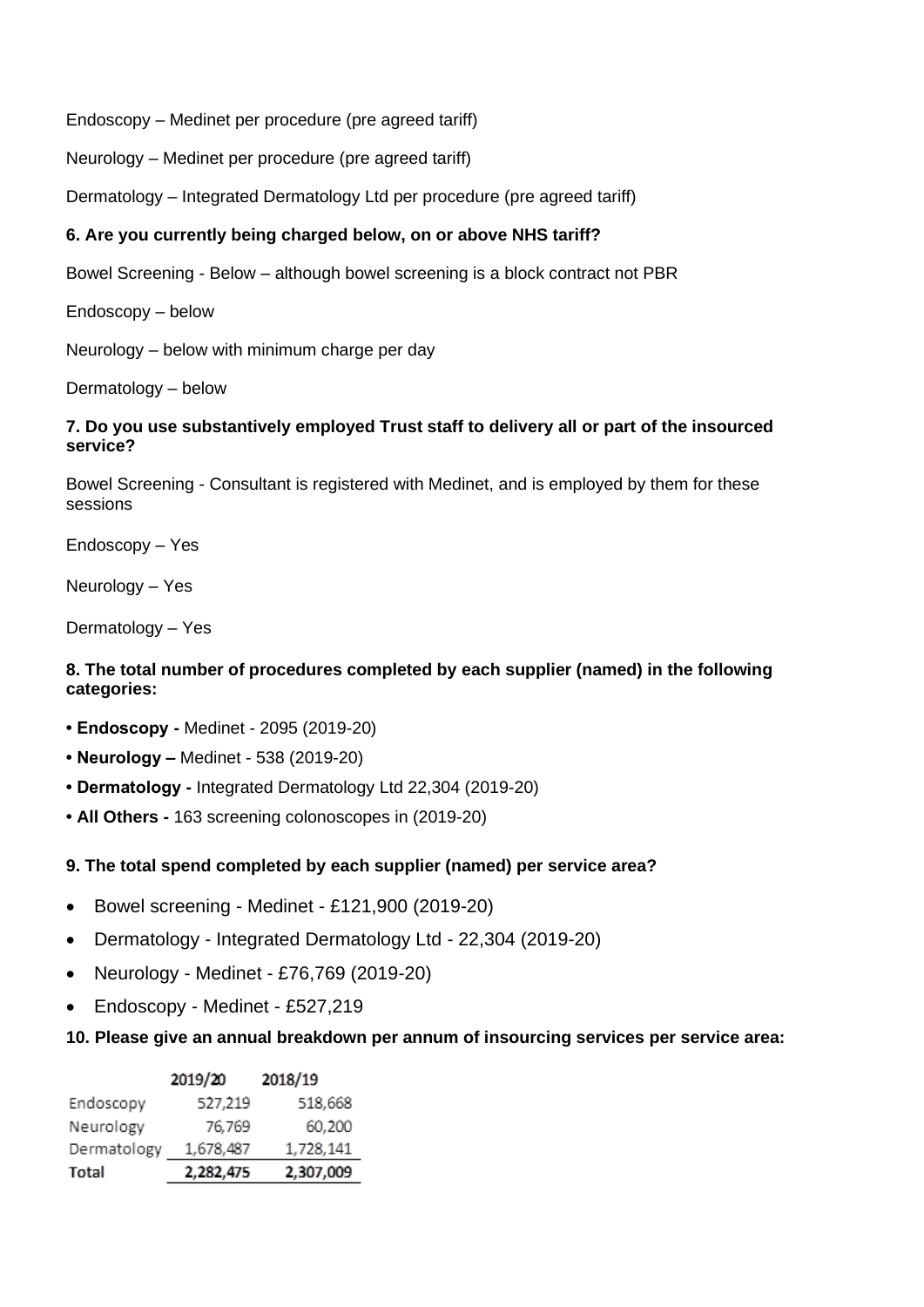Endoscopy – Medinet per procedure (pre agreed tariff)

Neurology – Medinet per procedure (pre agreed tariff)

Dermatology – Integrated Dermatology Ltd per procedure (pre agreed tariff)

**6. Are you currently being charged below, on or above NHS tariff?**

Bowel Screening - Below – although bowel screening is a block contract not PBR

Endoscopy – below

Neurology – below with minimum charge per day

Dermatology – below

**7. Do you use substantively employed Trust staff to delivery all or part of the insourced service?**

Bowel Screening - Consultant is registered with Medinet, and is employed by them for these sessions

Endoscopy – Yes

Neurology – Yes

Dermatology – Yes

**8. The total number of procedures completed by each supplier (named) in the following categories:**

- **Endoscopy -** Medinet - 2095 (2019-20)
- **Neurology –** Medinet - 538 (2019-20)
- **Dermatology -** Integrated Dermatology Ltd 22,304 (2019-20)
- **All Others -** 163 screening colonoscopes in (2019-20)

**9. The total spend completed by each supplier (named) per service area?**

- Bowel screening - Medinet - £121,900 (2019-20)
- Dermatology - Integrated Dermatology Ltd - 22,304 (2019-20)
- Neurology - Medinet - £76,769 (2019-20)
- Endoscopy - Medinet - £527,219

**10. Please give an annual breakdown per annum of insourcing services per service area:**

| | 2019/20 | 2018/19 |
|---|---|---|
| Endoscopy | 527,219 | 518,668 |
| Neurology | 76,769 | 60,200 |
| Dermatology | 1,678,487 | 1,728,141 |
| **Total** | **2,282,475** | **2,307,009** |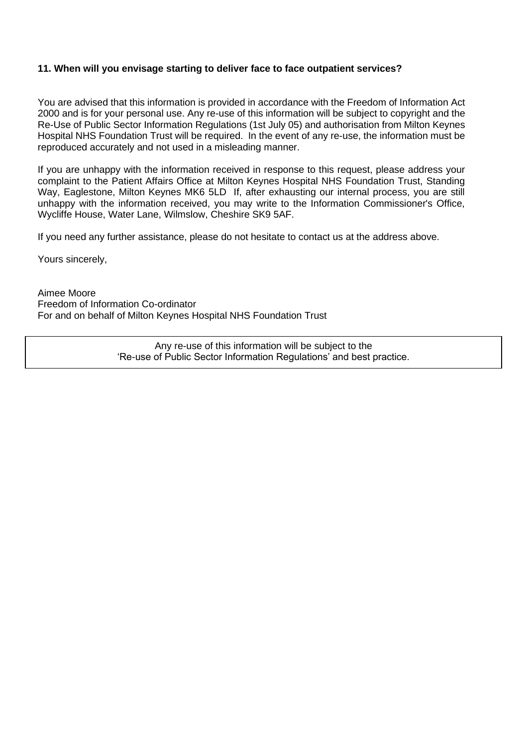**11. When will you envisage starting to deliver face to face outpatient services?**

You are advised that this information is provided in accordance with the Freedom of Information Act 2000 and is for your personal use. Any re-use of this information will be subject to copyright and the Re-Use of Public Sector Information Regulations (1st July 05) and authorisation from Milton Keynes Hospital NHS Foundation Trust will be required. In the event of any re-use, the information must be reproduced accurately and not used in a misleading manner.

If you are unhappy with the information received in response to this request, please address your complaint to the Patient Affairs Office at Milton Keynes Hospital NHS Foundation Trust, Standing Way, Eaglestone, Milton Keynes MK6 5LD If, after exhausting our internal process, you are still unhappy with the information received, you may write to the Information Commissioner's Office, Wycliffe House, Water Lane, Wilmslow, Cheshire SK9 5AF.

If you need any further assistance, please do not hesitate to contact us at the address above.

Yours sincerely,

Aimee Moore
Freedom of Information Co-ordinator
For and on behalf of Milton Keynes Hospital NHS Foundation Trust

Any re-use of this information will be subject to the
'Re-use of Public Sector Information Regulations' and best practice.